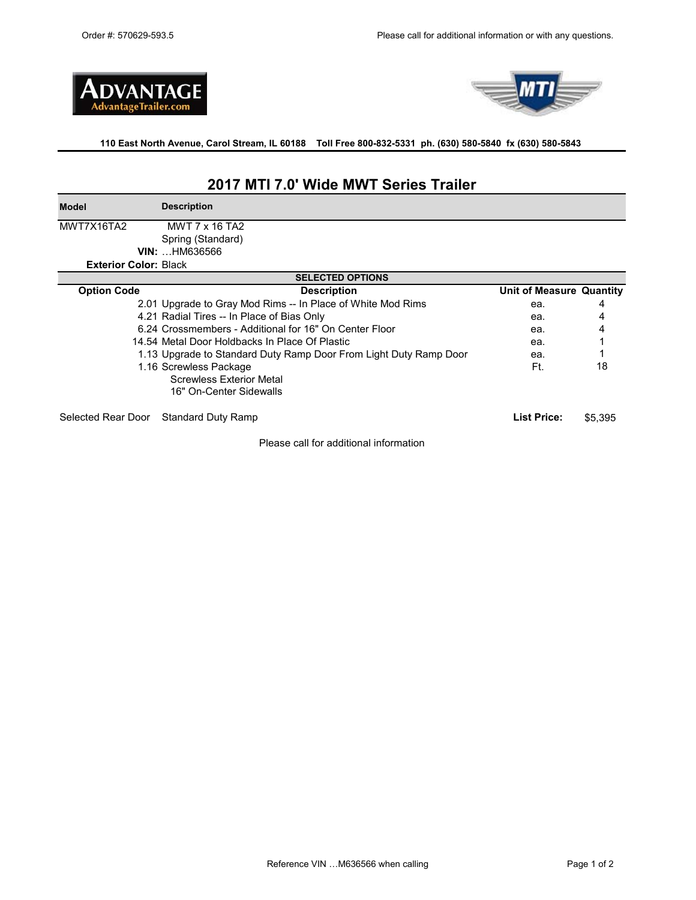Order #: 570629-593.5

Please call for additional information or with any questions.

ADVANTAGE
AdvantageTrailer.com

MTI

**110 East North Avenue, Carol Stream, IL 60188    Toll Free 800-832-5331  ph. (630) 580-5840  fx (630) 580-5843**

## 2017 MTI 7.0' Wide MWT Series Trailer

| **Model** | **Description** |
|---|---|
| MWT7X16TA2 | MWT 7 x 16 TA2 |
| | Spring (Standard) |
| **VIN:** | …HM636566 |
| **Exterior Color:** | Black |

**SELECTED OPTIONS**

| Option Code | Description | Unit of Measure | Quantity |
|---|---|---|---|
| 2.01 | Upgrade to Gray Mod Rims -- In Place of White Mod Rims | ea. | 4 |
| 4.21 | Radial Tires -- In Place of Bias Only | ea. | 4 |
| 6.24 | Crossmembers - Additional for 16" On Center Floor | ea. | 4 |
| 14.54 | Metal Door Holdbacks In Place Of Plastic | ea. | 1 |
| 1.13 | Upgrade to Standard Duty Ramp Door From Light Duty Ramp Door | ea. | 1 |
| 1.16 | Screwless Package<br>Screwless Exterior Metal<br>16" On-Center Sidewalls | Ft. | 18 |

Selected Rear Door    Standard Duty Ramp

**List Price:** $5,395

Please call for additional information

Reference VIN …M636566 when calling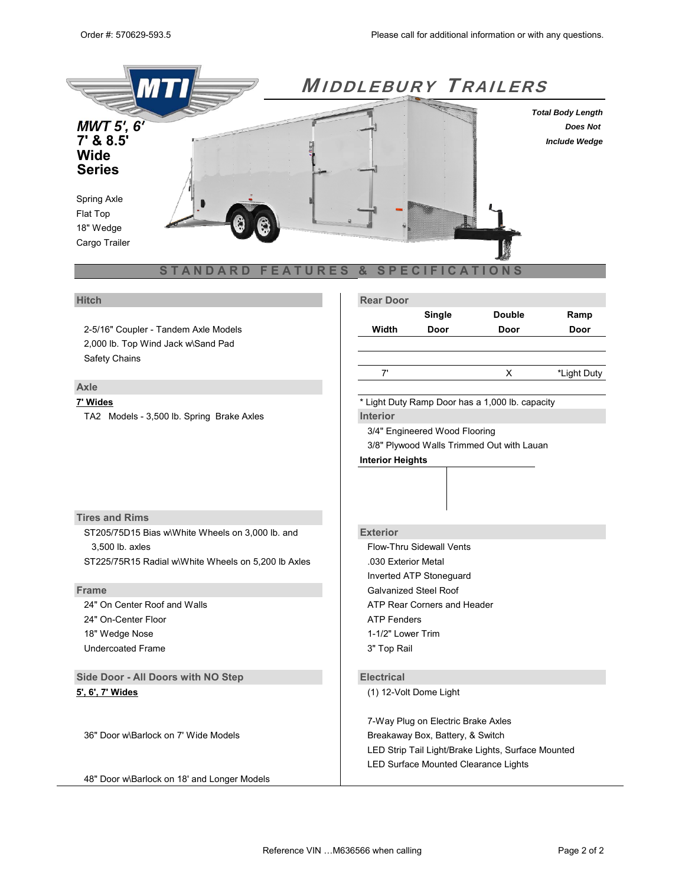Order #: 570629-593.5

Please call for additional information or with any questions.

# MIDDLEBURY TRAILERS

***MWT 5', 6'***
**7' & 8.5' Wide Series**

Spring Axle
Flat Top
18" Wedge
Cargo Trailer

***Total Body Length Does Not Include Wedge***

## STANDARD FEATURES & SPECIFICATIONS

### Hitch

2-5/16" Coupler - Tandem Axle Models
2,000 lb. Top Wind Jack w\Sand Pad
Safety Chains

### Axle

**7' Wides**

TA2 Models - 3,500 lb. Spring Brake Axles

### Tires and Rims

ST205/75D15 Bias w\White Wheels on 3,000 lb. and 3,500 lb. axles
ST225/75R15 Radial w\White Wheels on 5,200 lb Axles

### Frame

24" On Center Roof and Walls
24" On-Center Floor
18" Wedge Nose
Undercoated Frame

### Side Door - All Doors with NO Step

**5', 6', 7' Wides**

36" Door w\Barlock on 7' Wide Models

48" Door w\Barlock on 18' and Longer Models

### Rear Door

| Width | Single Door | Double Door | Ramp Door |
|---|---|---|---|
| | | | |
| 7' | | X | *Light Duty |

\* Light Duty Ramp Door has a 1,000 lb. capacity

### Interior

3/4" Engineered Wood Flooring
3/8" Plywood Walls Trimmed Out with Lauan

**Interior Heights**

### Exterior

Flow-Thru Sidewall Vents
.030 Exterior Metal
Inverted ATP Stoneguard
Galvanized Steel Roof
ATP Rear Corners and Header
ATP Fenders
1-1/2" Lower Trim
3" Top Rail

### Electrical

(1) 12-Volt Dome Light

7-Way Plug on Electric Brake Axles
Breakaway Box, Battery, & Switch
LED Strip Tail Light/Brake Lights, Surface Mounted
LED Surface Mounted Clearance Lights

Reference VIN …M636566 when calling